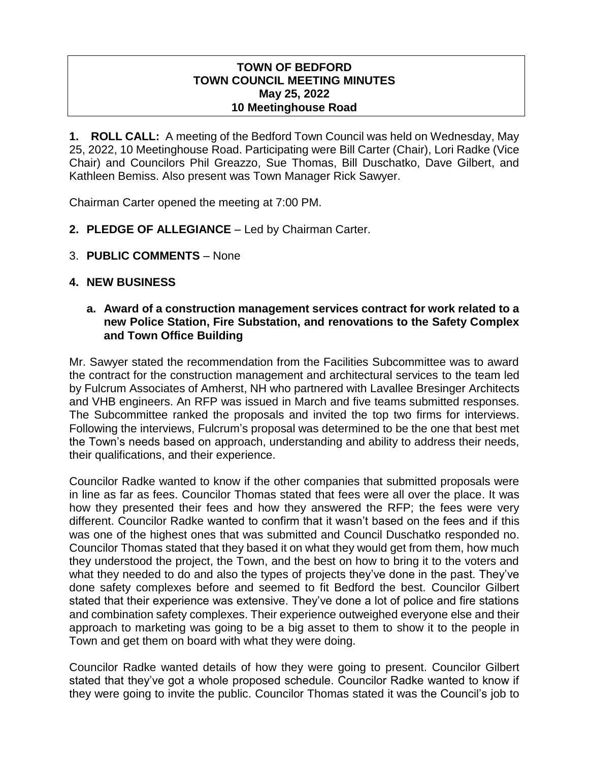**TOWN OF BEDFORD**
**TOWN COUNCIL MEETING MINUTES**
**May 25, 2022**
**10 Meetinghouse Road**

**1. ROLL CALL:** A meeting of the Bedford Town Council was held on Wednesday, May 25, 2022, 10 Meetinghouse Road. Participating were Bill Carter (Chair), Lori Radke (Vice Chair) and Councilors Phil Greazzo, Sue Thomas, Bill Duschatko, Dave Gilbert, and Kathleen Bemiss. Also present was Town Manager Rick Sawyer.

Chairman Carter opened the meeting at 7:00 PM.

**2. PLEDGE OF ALLEGIANCE** – Led by Chairman Carter.

3. **PUBLIC COMMENTS** – None

**4. NEW BUSINESS**

**a. Award of a construction management services contract for work related to a new Police Station, Fire Substation, and renovations to the Safety Complex and Town Office Building**

Mr. Sawyer stated the recommendation from the Facilities Subcommittee was to award the contract for the construction management and architectural services to the team led by Fulcrum Associates of Amherst, NH who partnered with Lavallee Bresinger Architects and VHB engineers. An RFP was issued in March and five teams submitted responses. The Subcommittee ranked the proposals and invited the top two firms for interviews. Following the interviews, Fulcrum's proposal was determined to be the one that best met the Town's needs based on approach, understanding and ability to address their needs, their qualifications, and their experience.

Councilor Radke wanted to know if the other companies that submitted proposals were in line as far as fees. Councilor Thomas stated that fees were all over the place. It was how they presented their fees and how they answered the RFP; the fees were very different. Councilor Radke wanted to confirm that it wasn't based on the fees and if this was one of the highest ones that was submitted and Council Duschatko responded no. Councilor Thomas stated that they based it on what they would get from them, how much they understood the project, the Town, and the best on how to bring it to the voters and what they needed to do and also the types of projects they've done in the past. They've done safety complexes before and seemed to fit Bedford the best. Councilor Gilbert stated that their experience was extensive. They've done a lot of police and fire stations and combination safety complexes. Their experience outweighed everyone else and their approach to marketing was going to be a big asset to them to show it to the people in Town and get them on board with what they were doing.

Councilor Radke wanted details of how they were going to present. Councilor Gilbert stated that they've got a whole proposed schedule. Councilor Radke wanted to know if they were going to invite the public. Councilor Thomas stated it was the Council's job to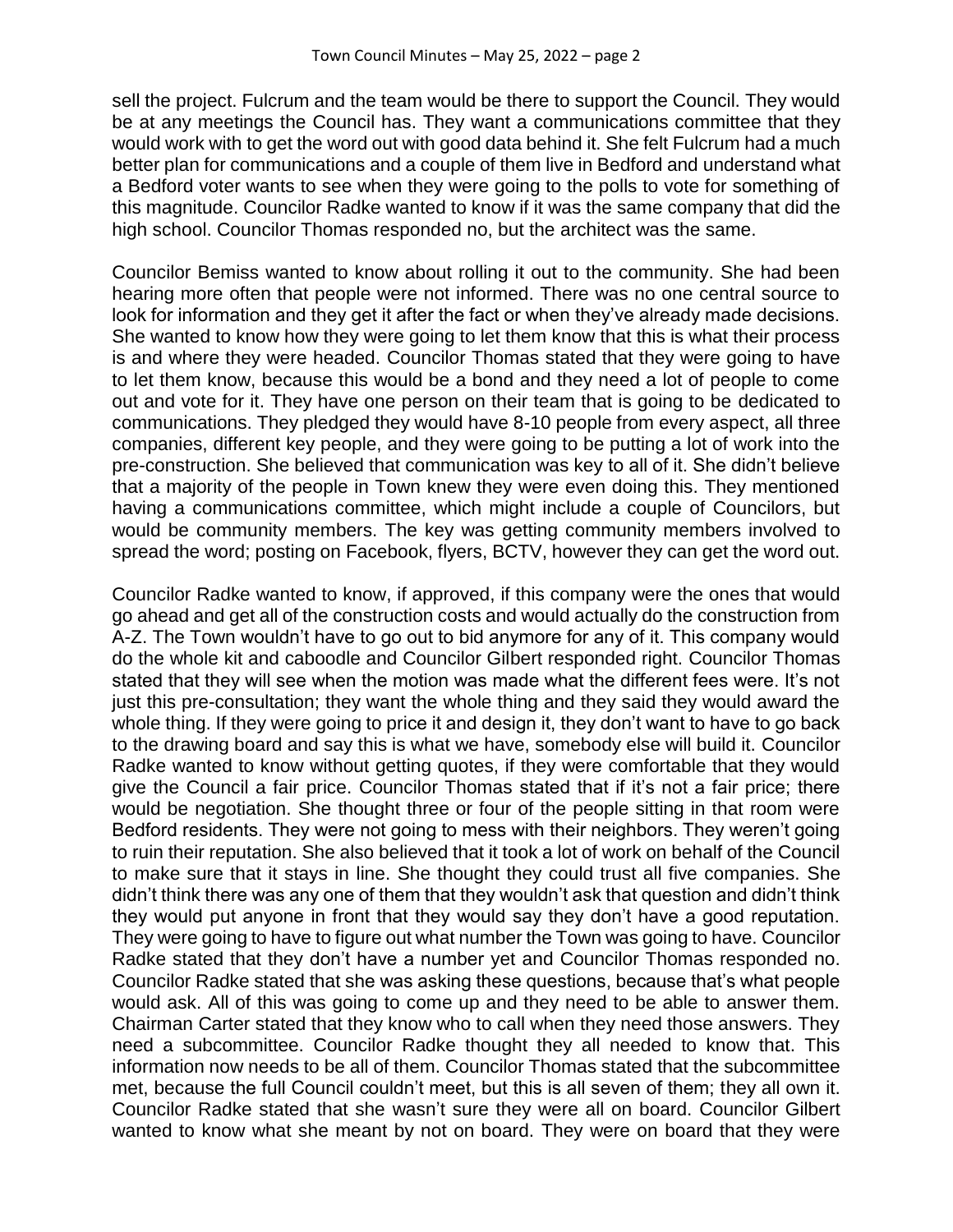sell the project. Fulcrum and the team would be there to support the Council. They would be at any meetings the Council has. They want a communications committee that they would work with to get the word out with good data behind it. She felt Fulcrum had a much better plan for communications and a couple of them live in Bedford and understand what a Bedford voter wants to see when they were going to the polls to vote for something of this magnitude. Councilor Radke wanted to know if it was the same company that did the high school. Councilor Thomas responded no, but the architect was the same.

Councilor Bemiss wanted to know about rolling it out to the community. She had been hearing more often that people were not informed. There was no one central source to look for information and they get it after the fact or when they've already made decisions. She wanted to know how they were going to let them know that this is what their process is and where they were headed. Councilor Thomas stated that they were going to have to let them know, because this would be a bond and they need a lot of people to come out and vote for it. They have one person on their team that is going to be dedicated to communications. They pledged they would have 8-10 people from every aspect, all three companies, different key people, and they were going to be putting a lot of work into the pre-construction. She believed that communication was key to all of it. She didn't believe that a majority of the people in Town knew they were even doing this. They mentioned having a communications committee, which might include a couple of Councilors, but would be community members. The key was getting community members involved to spread the word; posting on Facebook, flyers, BCTV, however they can get the word out.

Councilor Radke wanted to know, if approved, if this company were the ones that would go ahead and get all of the construction costs and would actually do the construction from A-Z. The Town wouldn't have to go out to bid anymore for any of it. This company would do the whole kit and caboodle and Councilor Gilbert responded right. Councilor Thomas stated that they will see when the motion was made what the different fees were. It's not just this pre-consultation; they want the whole thing and they said they would award the whole thing. If they were going to price it and design it, they don't want to have to go back to the drawing board and say this is what we have, somebody else will build it. Councilor Radke wanted to know without getting quotes, if they were comfortable that they would give the Council a fair price. Councilor Thomas stated that if it's not a fair price; there would be negotiation. She thought three or four of the people sitting in that room were Bedford residents. They were not going to mess with their neighbors. They weren't going to ruin their reputation. She also believed that it took a lot of work on behalf of the Council to make sure that it stays in line. She thought they could trust all five companies. She didn't think there was any one of them that they wouldn't ask that question and didn't think they would put anyone in front that they would say they don't have a good reputation. They were going to have to figure out what number the Town was going to have. Councilor Radke stated that they don't have a number yet and Councilor Thomas responded no. Councilor Radke stated that she was asking these questions, because that's what people would ask. All of this was going to come up and they need to be able to answer them. Chairman Carter stated that they know who to call when they need those answers. They need a subcommittee. Councilor Radke thought they all needed to know that. This information now needs to be all of them. Councilor Thomas stated that the subcommittee met, because the full Council couldn't meet, but this is all seven of them; they all own it. Councilor Radke stated that she wasn't sure they were all on board. Councilor Gilbert wanted to know what she meant by not on board. They were on board that they were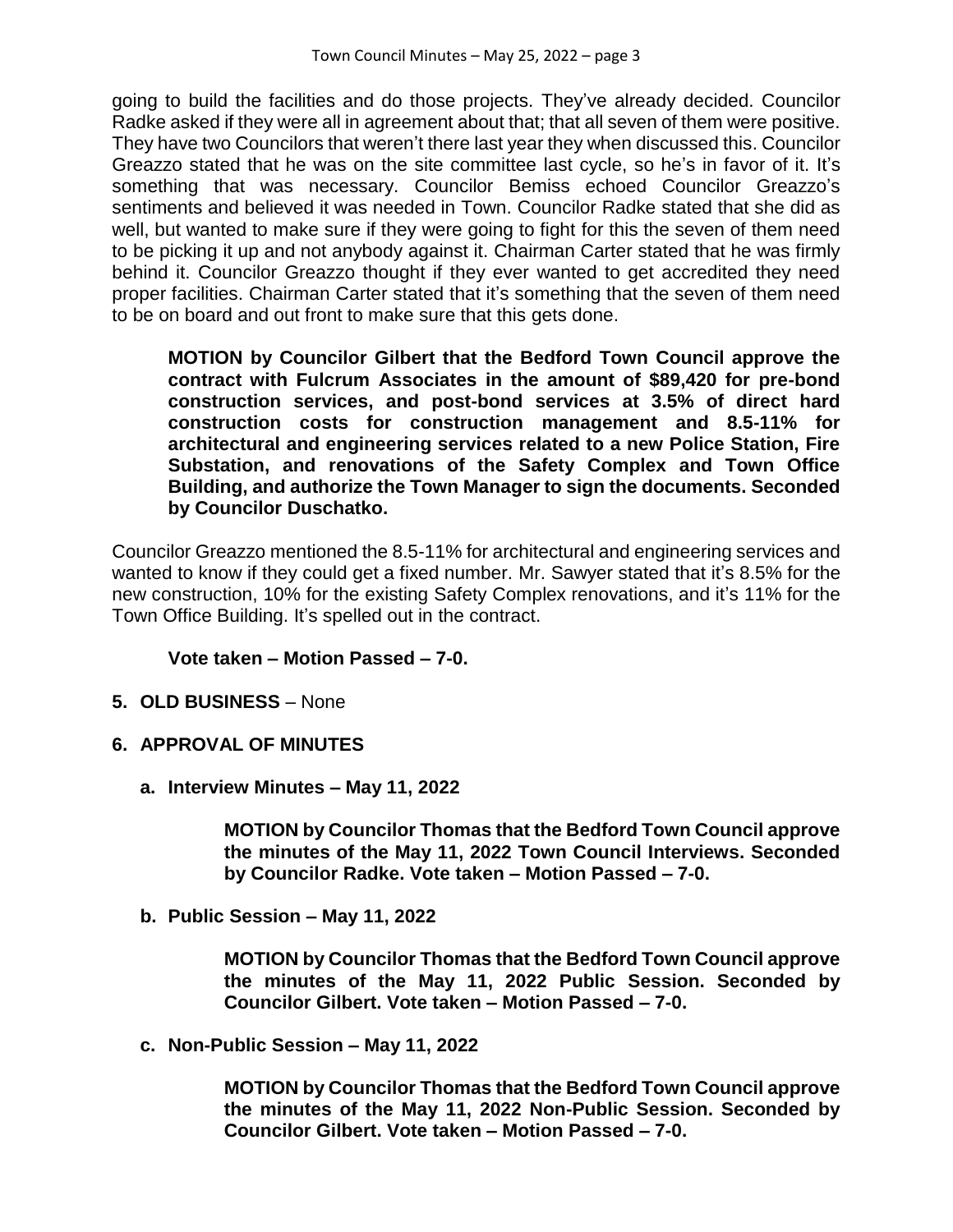going to build the facilities and do those projects. They've already decided. Councilor Radke asked if they were all in agreement about that; that all seven of them were positive. They have two Councilors that weren't there last year they when discussed this. Councilor Greazzo stated that he was on the site committee last cycle, so he's in favor of it. It's something that was necessary. Councilor Bemiss echoed Councilor Greazzo's sentiments and believed it was needed in Town. Councilor Radke stated that she did as well, but wanted to make sure if they were going to fight for this the seven of them need to be picking it up and not anybody against it. Chairman Carter stated that he was firmly behind it. Councilor Greazzo thought if they ever wanted to get accredited they need proper facilities. Chairman Carter stated that it's something that the seven of them need to be on board and out front to make sure that this gets done.

**MOTION by Councilor Gilbert that the Bedford Town Council approve the contract with Fulcrum Associates in the amount of $89,420 for pre-bond construction services, and post-bond services at 3.5% of direct hard construction costs for construction management and 8.5-11% for architectural and engineering services related to a new Police Station, Fire Substation, and renovations of the Safety Complex and Town Office Building, and authorize the Town Manager to sign the documents. Seconded by Councilor Duschatko.**

Councilor Greazzo mentioned the 8.5-11% for architectural and engineering services and wanted to know if they could get a fixed number. Mr. Sawyer stated that it's 8.5% for the new construction, 10% for the existing Safety Complex renovations, and it's 11% for the Town Office Building. It's spelled out in the contract.

**Vote taken – Motion Passed – 7-0.**

## 5. OLD BUSINESS – None

## 6. APPROVAL OF MINUTES

### a. Interview Minutes – May 11, 2022

**MOTION by Councilor Thomas that the Bedford Town Council approve the minutes of the May 11, 2022 Town Council Interviews. Seconded by Councilor Radke. Vote taken – Motion Passed – 7-0.**

### b. Public Session – May 11, 2022

**MOTION by Councilor Thomas that the Bedford Town Council approve the minutes of the May 11, 2022 Public Session. Seconded by Councilor Gilbert. Vote taken – Motion Passed – 7-0.**

### c. Non-Public Session – May 11, 2022

**MOTION by Councilor Thomas that the Bedford Town Council approve the minutes of the May 11, 2022 Non-Public Session. Seconded by Councilor Gilbert. Vote taken – Motion Passed – 7-0.**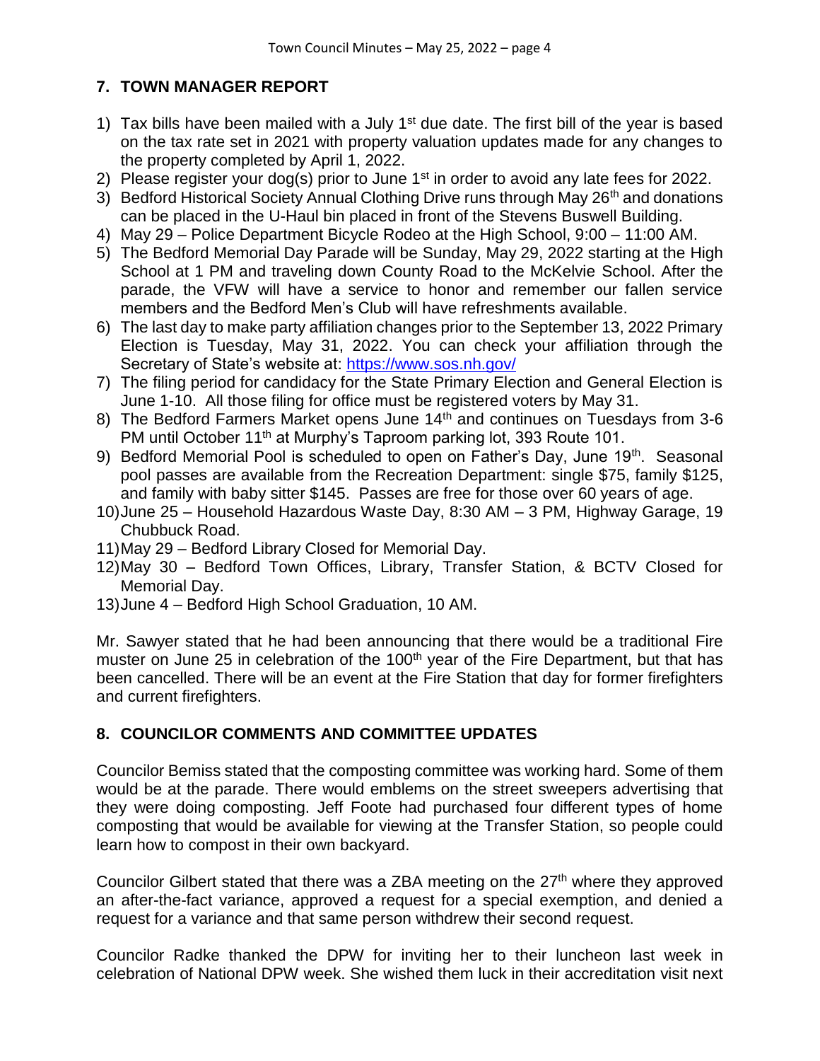## 7. TOWN MANAGER REPORT

1) Tax bills have been mailed with a July 1st due date. The first bill of the year is based on the tax rate set in 2021 with property valuation updates made for any changes to the property completed by April 1, 2022.
2) Please register your dog(s) prior to June 1st in order to avoid any late fees for 2022.
3) Bedford Historical Society Annual Clothing Drive runs through May 26th and donations can be placed in the U-Haul bin placed in front of the Stevens Buswell Building.
4) May 29 – Police Department Bicycle Rodeo at the High School, 9:00 – 11:00 AM.
5) The Bedford Memorial Day Parade will be Sunday, May 29, 2022 starting at the High School at 1 PM and traveling down County Road to the McKelvie School. After the parade, the VFW will have a service to honor and remember our fallen service members and the Bedford Men's Club will have refreshments available.
6) The last day to make party affiliation changes prior to the September 13, 2022 Primary Election is Tuesday, May 31, 2022. You can check your affiliation through the Secretary of State's website at: https://www.sos.nh.gov/
7) The filing period for candidacy for the State Primary Election and General Election is June 1-10. All those filing for office must be registered voters by May 31.
8) The Bedford Farmers Market opens June 14th and continues on Tuesdays from 3-6 PM until October 11th at Murphy's Taproom parking lot, 393 Route 101.
9) Bedford Memorial Pool is scheduled to open on Father's Day, June 19th. Seasonal pool passes are available from the Recreation Department: single $75, family $125, and family with baby sitter $145. Passes are free for those over 60 years of age.
10) June 25 – Household Hazardous Waste Day, 8:30 AM – 3 PM, Highway Garage, 19 Chubbuck Road.
11) May 29 – Bedford Library Closed for Memorial Day.
12) May 30 – Bedford Town Offices, Library, Transfer Station, & BCTV Closed for Memorial Day.
13) June 4 – Bedford High School Graduation, 10 AM.

Mr. Sawyer stated that he had been announcing that there would be a traditional Fire muster on June 25 in celebration of the 100th year of the Fire Department, but that has been cancelled. There will be an event at the Fire Station that day for former firefighters and current firefighters.

## 8. COUNCILOR COMMENTS AND COMMITTEE UPDATES

Councilor Bemiss stated that the composting committee was working hard. Some of them would be at the parade. There would emblems on the street sweepers advertising that they were doing composting. Jeff Foote had purchased four different types of home composting that would be available for viewing at the Transfer Station, so people could learn how to compost in their own backyard.

Councilor Gilbert stated that there was a ZBA meeting on the 27th where they approved an after-the-fact variance, approved a request for a special exemption, and denied a request for a variance and that same person withdrew their second request.

Councilor Radke thanked the DPW for inviting her to their luncheon last week in celebration of National DPW week. She wished them luck in their accreditation visit next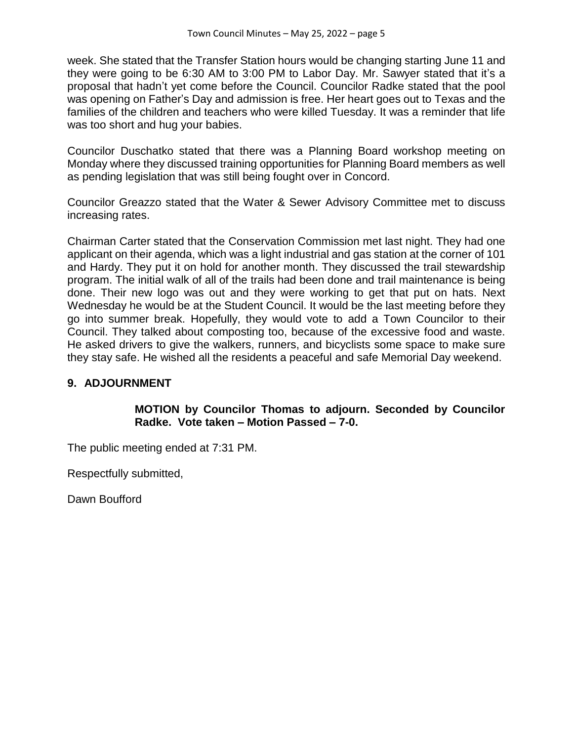week. She stated that the Transfer Station hours would be changing starting June 11 and they were going to be 6:30 AM to 3:00 PM to Labor Day. Mr. Sawyer stated that it's a proposal that hadn't yet come before the Council. Councilor Radke stated that the pool was opening on Father's Day and admission is free. Her heart goes out to Texas and the families of the children and teachers who were killed Tuesday. It was a reminder that life was too short and hug your babies.

Councilor Duschatko stated that there was a Planning Board workshop meeting on Monday where they discussed training opportunities for Planning Board members as well as pending legislation that was still being fought over in Concord.

Councilor Greazzo stated that the Water & Sewer Advisory Committee met to discuss increasing rates.

Chairman Carter stated that the Conservation Commission met last night. They had one applicant on their agenda, which was a light industrial and gas station at the corner of 101 and Hardy. They put it on hold for another month. They discussed the trail stewardship program. The initial walk of all of the trails had been done and trail maintenance is being done. Their new logo was out and they were working to get that put on hats. Next Wednesday he would be at the Student Council. It would be the last meeting before they go into summer break. Hopefully, they would vote to add a Town Councilor to their Council. They talked about composting too, because of the excessive food and waste. He asked drivers to give the walkers, runners, and bicyclists some space to make sure they stay safe. He wished all the residents a peaceful and safe Memorial Day weekend.

## 9. ADJOURNMENT

> **MOTION by Councilor Thomas to adjourn. Seconded by Councilor Radke. Vote taken – Motion Passed – 7-0.**

The public meeting ended at 7:31 PM.

Respectfully submitted,

Dawn Boufford